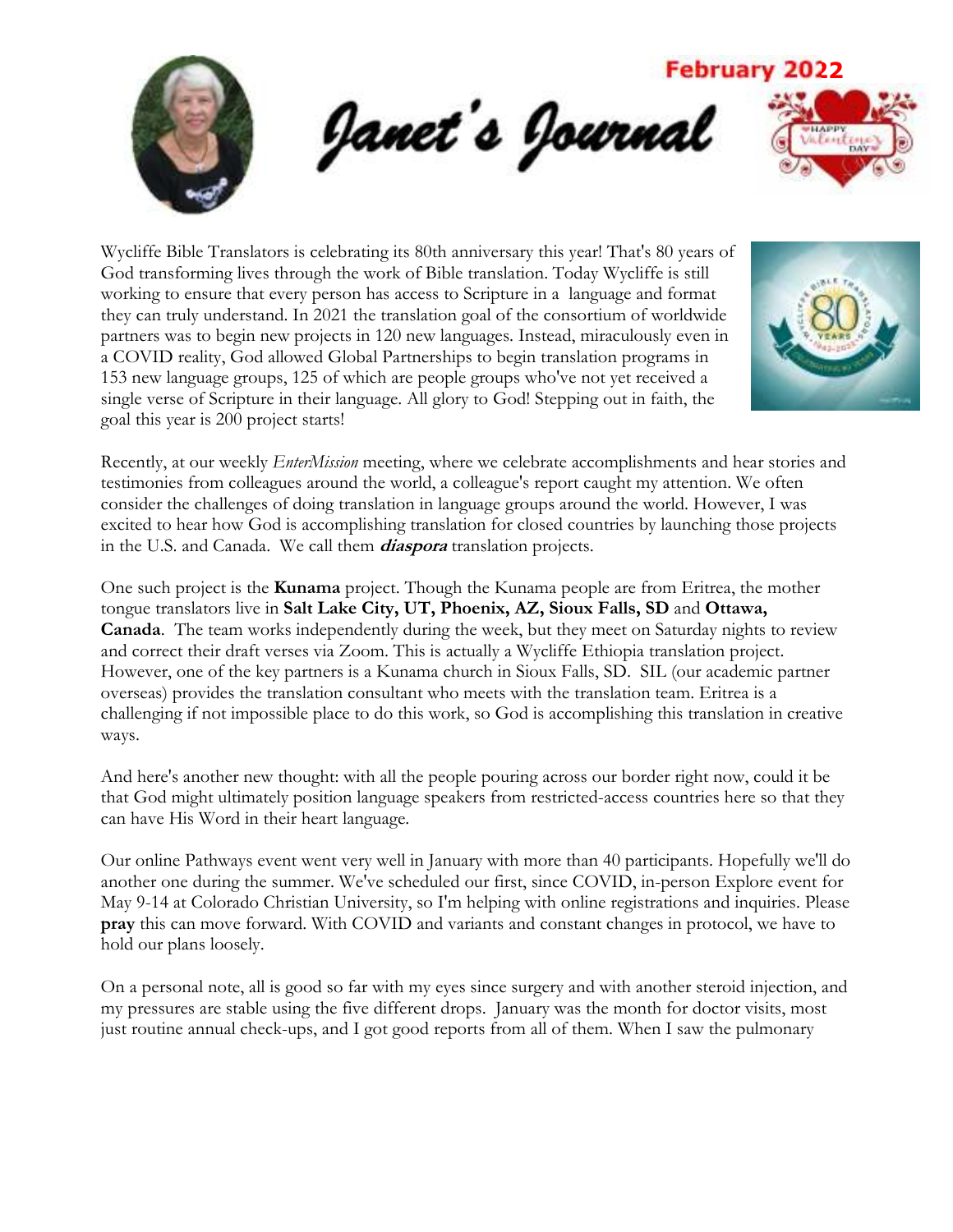# Janet's Journal

February 2022

Wycliffe Bible Translators is celebrating its 80th anniversary this year! That's 80 years of God transforming lives through the work of Bible translation. Today Wycliffe is still working to ensure that every person has access to Scripture in a language and format they can truly understand. In 2021 the translation goal of the consortium of worldwide partners was to begin new projects in 120 new languages. Instead, miraculously even in a COVID reality, God allowed Global Partnerships to begin translation programs in 153 new language groups, 125 of which are people groups who've not yet received a single verse of Scripture in their language. All glory to God! Stepping out in faith, the goal this year is 200 project starts!

Recently, at our weekly *EnterMission* meeting, where we celebrate accomplishments and hear stories and testimonies from colleagues around the world, a colleague's report caught my attention. We often consider the challenges of doing translation in language groups around the world. However, I was excited to hear how God is accomplishing translation for closed countries by launching those projects in the U.S. and Canada. We call them ***diaspora*** translation projects.

One such project is the **Kunama** project. Though the Kunama people are from Eritrea, the mother tongue translators live in **Salt Lake City, UT, Phoenix, AZ, Sioux Falls, SD** and **Ottawa, Canada**. The team works independently during the week, but they meet on Saturday nights to review and correct their draft verses via Zoom. This is actually a Wycliffe Ethiopia translation project. However, one of the key partners is a Kunama church in Sioux Falls, SD. SIL (our academic partner overseas) provides the translation consultant who meets with the translation team. Eritrea is a challenging if not impossible place to do this work, so God is accomplishing this translation in creative ways.

And here's another new thought: with all the people pouring across our border right now, could it be that God might ultimately position language speakers from restricted-access countries here so that they can have His Word in their heart language.

Our online Pathways event went very well in January with more than 40 participants. Hopefully we'll do another one during the summer. We've scheduled our first, since COVID, in-person Explore event for May 9-14 at Colorado Christian University, so I'm helping with online registrations and inquiries. Please **pray** this can move forward. With COVID and variants and constant changes in protocol, we have to hold our plans loosely.

On a personal note, all is good so far with my eyes since surgery and with another steroid injection, and my pressures are stable using the five different drops. January was the month for doctor visits, most just routine annual check-ups, and I got good reports from all of them. When I saw the pulmonary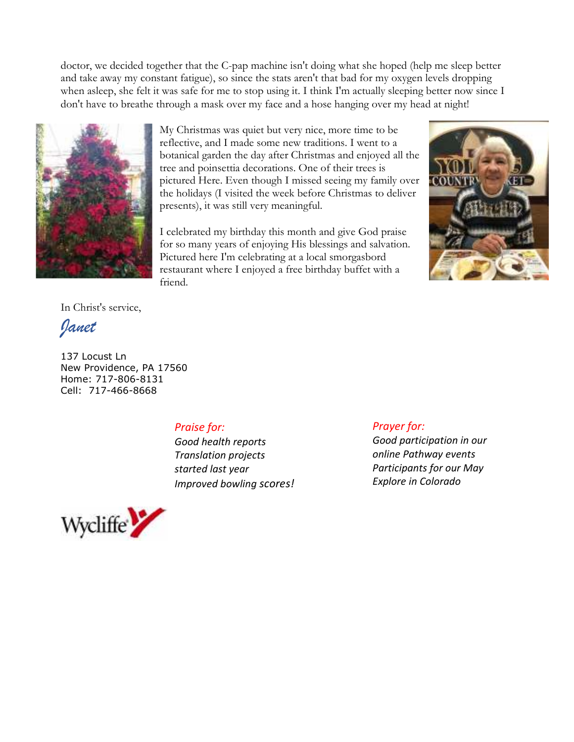doctor, we decided together that the C-pap machine isn't doing what she hoped (help me sleep better and take away my constant fatigue), so since the stats aren't that bad for my oxygen levels dropping when asleep, she felt it was safe for me to stop using it. I think I'm actually sleeping better now since I don't have to breathe through a mask over my face and a hose hanging over my head at night!

My Christmas was quiet but very nice, more time to be reflective, and I made some new traditions. I went to a botanical garden the day after Christmas and enjoyed all the tree and poinsettia decorations. One of their trees is pictured Here. Even though I missed seeing my family over the holidays (I visited the week before Christmas to deliver presents), it was still very meaningful.

I celebrated my birthday this month and give God praise for so many years of enjoying His blessings and salvation. Pictured here I'm celebrating at a local smorgasbord restaurant where I enjoyed a free birthday buffet with a friend.

In Christ's service,

*Janet*

137 Locust Ln
New Providence, PA 17560
Home: 717-806-8131
Cell: 717-466-8668

*Praise for:*

*Good health reports*
*Translation projects started last year*
*Improved bowling scores!*

*Prayer for:*

*Good participation in our online Pathway events*
*Participants for our May Explore in Colorado*

Wycliffe